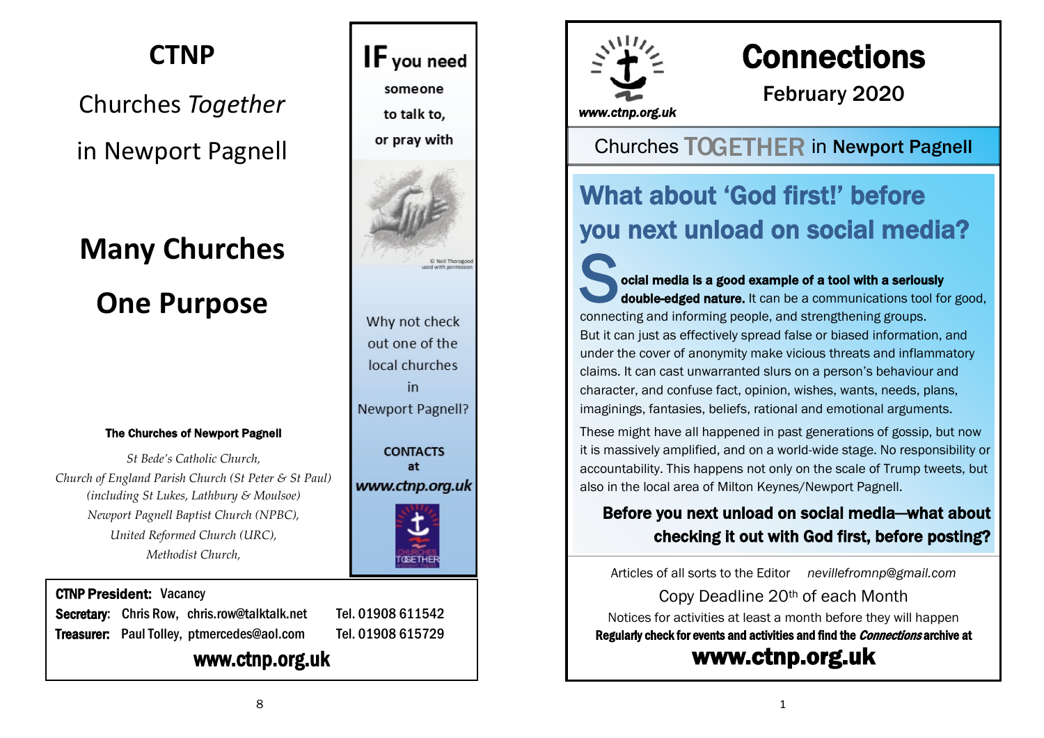# CTNP

Churches *Together*

in Newport Pagnell

## Many Churches

## One Purpose

**The Churches of Newport Pagnell**

*St Bede's Catholic Church,*
*Church of England Parish Church (St Peter & St Paul)*
*(including St Lukes, Lathbury & Moulsoe)*
*Newport Pagnell Baptist Church (NPBC),*
*United Reformed Church (URC),*
*Methodist Church,*

**IF** you need someone to talk to, or pray with

© Neil Thorogood used with permission

Why not check out one of the local churches in Newport Pagnell?

**CONTACTS at *www.ctnp.org.uk***

**CTNP President:** Vacancy
**Secretary:** Chris Row, chris.row@talktalk.net Tel. 01908 611542
**Treasurer:** Paul Tolley, ptmercedes@aol.com Tel. 01908 615729

**www.ctnp.org.uk**

*www.ctnp.org.uk*

# Connections

February 2020

Churches TOGETHER in Newport Pagnell

## What about 'God first!' before you next unload on social media?

**Social media is a good example of a tool with a seriously double-edged nature.** It can be a communications tool for good, connecting and informing people, and strengthening groups. But it can just as effectively spread false or biased information, and under the cover of anonymity make vicious threats and inflammatory claims. It can cast unwarranted slurs on a person's behaviour and character, and confuse fact, opinion, wishes, wants, needs, plans, imaginings, fantasies, beliefs, rational and emotional arguments.

These might have all happened in past generations of gossip, but now it is massively amplified, and on a world-wide stage. No responsibility or accountability. This happens not only on the scale of Trump tweets, but also in the local area of Milton Keynes/Newport Pagnell.

**Before you next unload on social media—what about checking it out with God first, before posting?**

Articles of all sorts to the Editor nevillefromnp@gmail.com

Copy Deadline 20th of each Month

Notices for activities at least a month before they will happen

**Regularly check for events and activities and find the *Connections* archive at**

**www.ctnp.org.uk**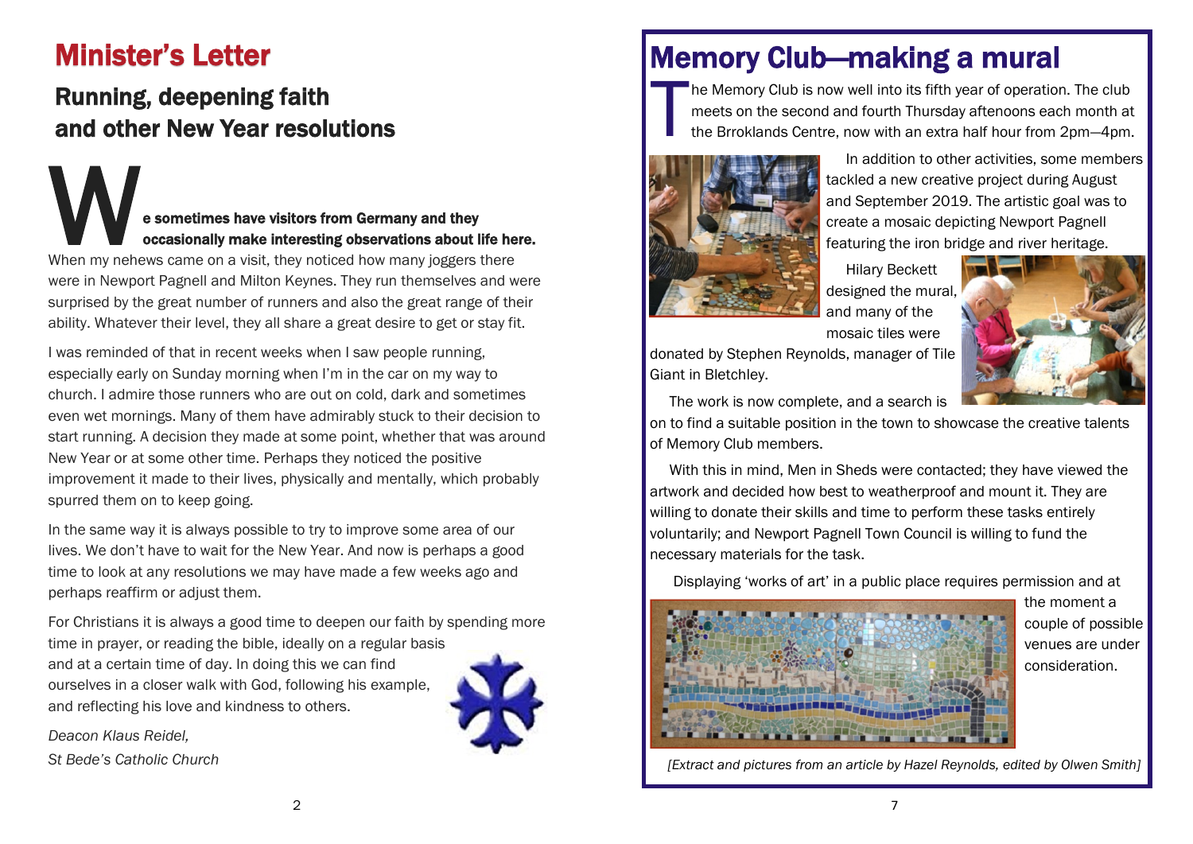# Minister's Letter

## Running, deepening faith and other New Year resolutions

**We sometimes have visitors from Germany and they occasionally make interesting observations about life here.** When my nehews came on a visit, they noticed how many joggers there were in Newport Pagnell and Milton Keynes. They run themselves and were surprised by the great number of runners and also the great range of their ability. Whatever their level, they all share a great desire to get or stay fit.

I was reminded of that in recent weeks when I saw people running, especially early on Sunday morning when I'm in the car on my way to church. I admire those runners who are out on cold, dark and sometimes even wet mornings. Many of them have admirably stuck to their decision to start running. A decision they made at some point, whether that was around New Year or at some other time. Perhaps they noticed the positive improvement it made to their lives, physically and mentally, which probably spurred them on to keep going.

In the same way it is always possible to try to improve some area of our lives. We don't have to wait for the New Year. And now is perhaps a good time to look at any resolutions we may have made a few weeks ago and perhaps reaffirm or adjust them.

For Christians it is always a good time to deepen our faith by spending more time in prayer, or reading the bible, ideally on a regular basis and at a certain time of day. In doing this we can find ourselves in a closer walk with God, following his example, and reflecting his love and kindness to others.

*Deacon Klaus Reidel,*
*St Bede's Catholic Church*

# Memory Club—making a mural

The Memory Club is now well into its fifth year of operation. The club meets on the second and fourth Thursday aftenoons each month at the Brroklands Centre, now with an extra half hour from 2pm—4pm.

In addition to other activities, some members tackled a new creative project during August and September 2019. The artistic goal was to create a mosaic depicting Newport Pagnell featuring the iron bridge and river heritage.

Hilary Beckett designed the mural, and many of the mosaic tiles were donated by Stephen Reynolds, manager of Tile Giant in Bletchley.

The work is now complete, and a search is on to find a suitable position in the town to showcase the creative talents of Memory Club members.

With this in mind, Men in Sheds were contacted; they have viewed the artwork and decided how best to weatherproof and mount it. They are willing to donate their skills and time to perform these tasks entirely voluntarily; and Newport Pagnell Town Council is willing to fund the necessary materials for the task.

Displaying 'works of art' in a public place requires permission and at the moment a couple of possible venues are under consideration.

*[Extract and pictures from an article by Hazel Reynolds, edited by Olwen Smith]*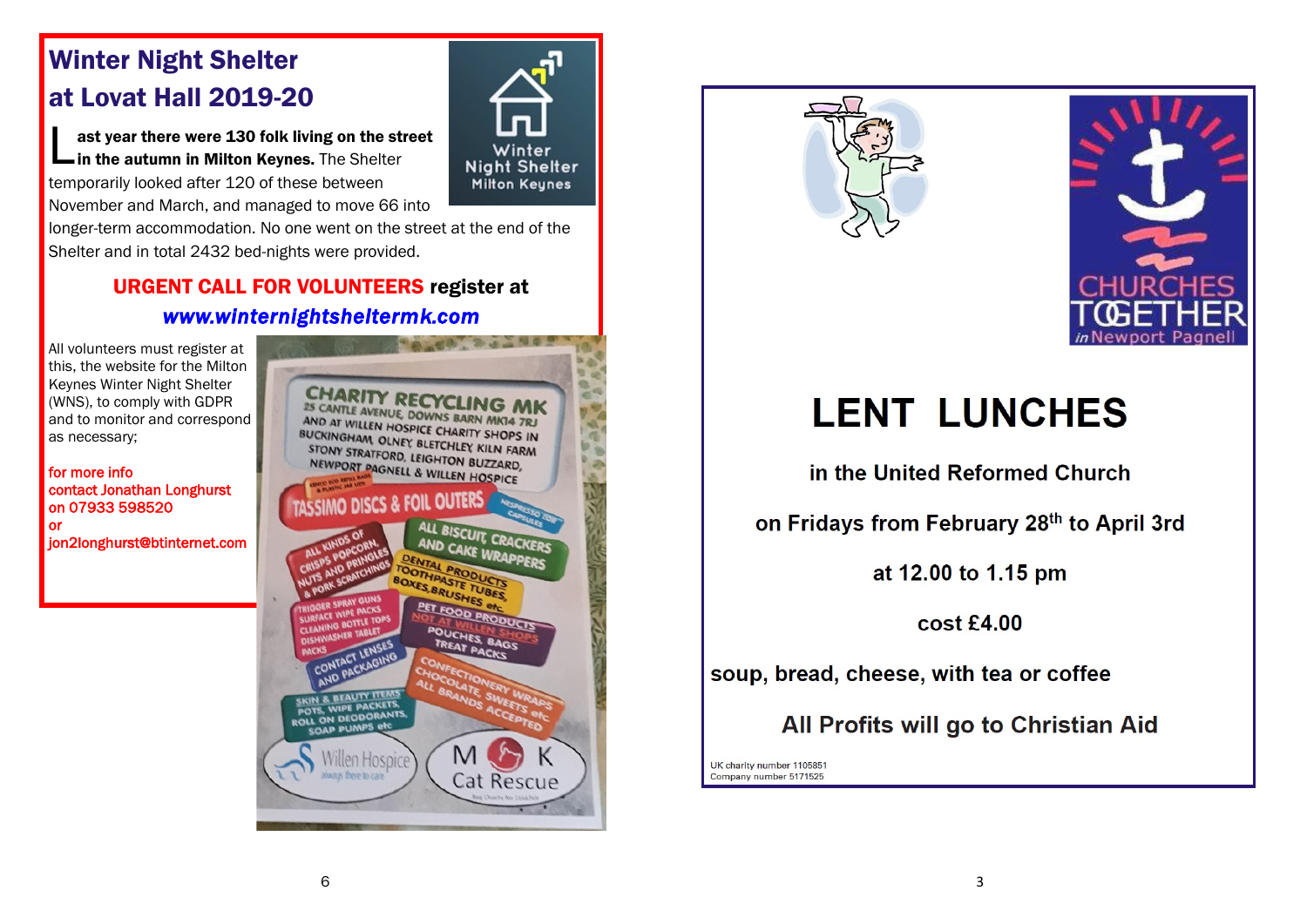## Winter Night Shelter at Lovat Hall 2019-20

**Last year there were 130 folk living on the street in the autumn in Milton Keynes.** The Shelter temporarily looked after 120 of these between November and March, and managed to move 66 into longer-term accommodation. No one went on the street at the end of the Shelter and in total 2432 bed-nights were provided.

**URGENT CALL FOR VOLUNTEERS register at *www.winternightsheltermk.com***

All volunteers must register at this, the website for the Milton Keynes Winter Night Shelter (WNS), to comply with GDPR and to monitor and correspond as necessary;

for more info contact Jonathan Longhurst on 07933 598520 or jon2longhurst@btinternet.com

# LENT LUNCHES

**in the United Reformed Church**

**on Fridays from February 28th to April 3rd**

**at 12.00 to 1.15 pm**

**cost £4.00**

**soup, bread, cheese, with tea or coffee**

**All Profits will go to Christian Aid**

UK charity number 1105851
Company number 5171525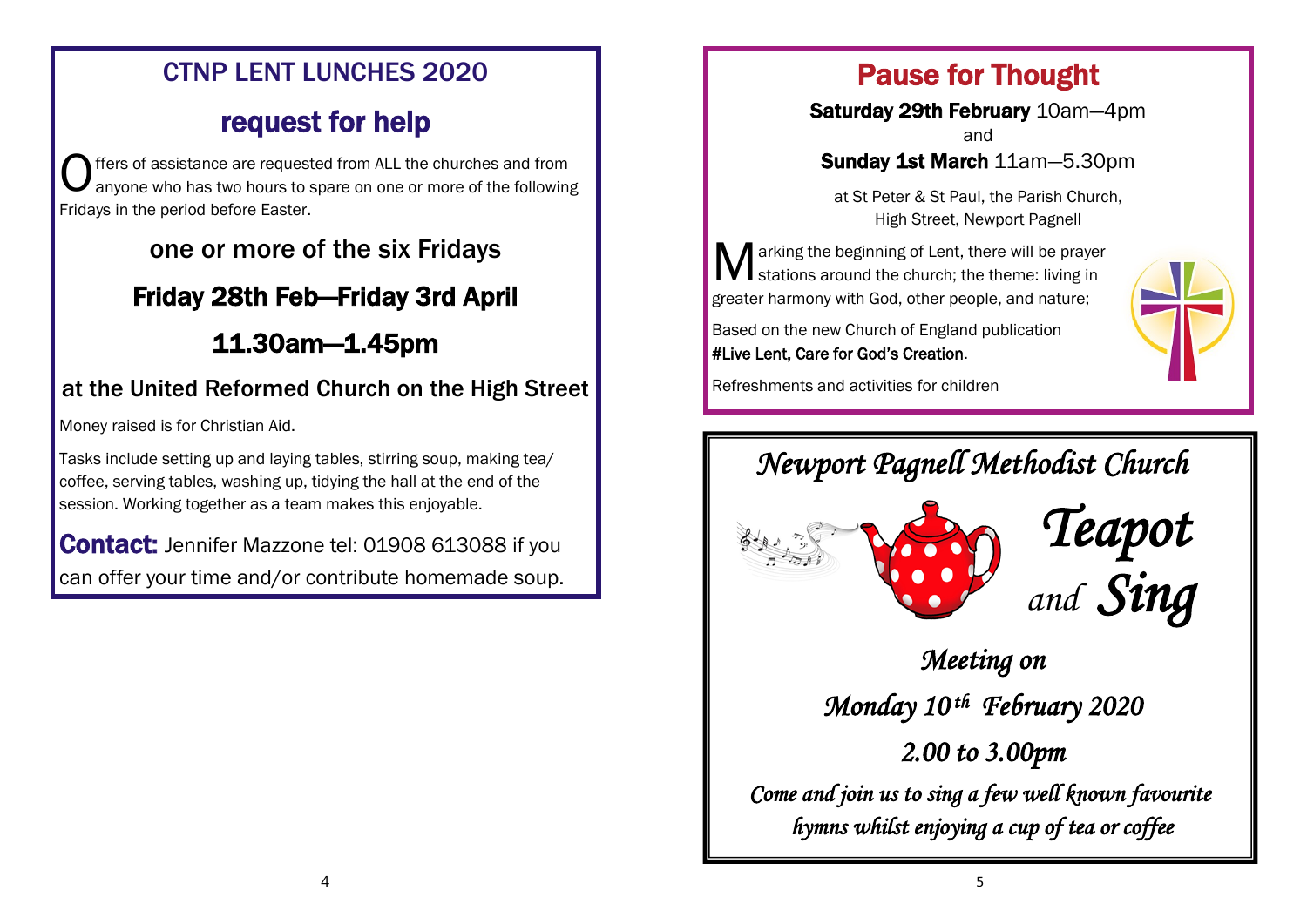## CTNP LENT LUNCHES 2020

## request for help

Offers of assistance are requested from ALL the churches and from anyone who has two hours to spare on one or more of the following Fridays in the period before Easter.

### one or more of the six Fridays

### Friday 28th Feb—Friday 3rd April

### 11.30am—1.45pm

### at the United Reformed Church on the High Street

Money raised is for Christian Aid.

Tasks include setting up and laying tables, stirring soup, making tea/coffee, serving tables, washing up, tidying the hall at the end of the session. Working together as a team makes this enjoyable.

**Contact:** Jennifer Mazzone tel: 01908 613088 if you can offer your time and/or contribute homemade soup.

## Pause for Thought

**Saturday 29th February** 10am—4pm

and

**Sunday 1st March** 11am—5.30pm

at St Peter & St Paul, the Parish Church, High Street, Newport Pagnell

Marking the beginning of Lent, there will be prayer stations around the church; the theme: living in greater harmony with God, other people, and nature;

Based on the new Church of England publication **#Live Lent, Care for God's Creation**.

Refreshments and activities for children

## *Newport Pagnell Methodist Church*

# *Teapot and Sing*

*Meeting on*

*Monday 10th February 2020*

*2.00 to 3.00pm*

*Come and join us to sing a few well known favourite hymns whilst enjoying a cup of tea or coffee*